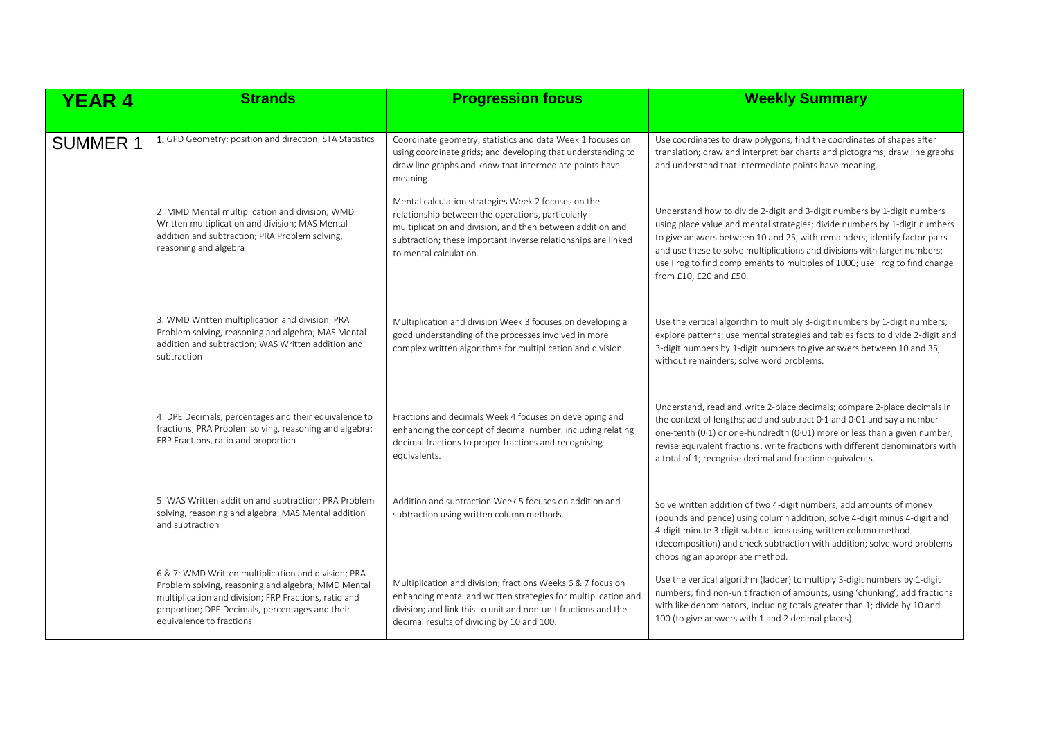| YEAR 4 | Strands | Progression focus | Weekly Summary |
|---|---|---|---|
| SUMMER 1 | 1: GPD Geometry: position and direction; STA Statistics | Coordinate geometry; statistics and data Week 1 focuses on using coordinate grids; and developing that understanding to draw line graphs and know that intermediate points have meaning. | Use coordinates to draw polygons; find the coordinates of shapes after translation; draw and interpret bar charts and pictograms; draw line graphs and understand that intermediate points have meaning. |
| | 2: MMD Mental multiplication and division; WMD Written multiplication and division; MAS Mental addition and subtraction; PRA Problem solving, reasoning and algebra | Mental calculation strategies Week 2 focuses on the relationship between the operations, particularly multiplication and division, and then between addition and subtraction; these important inverse relationships are linked to mental calculation. | Understand how to divide 2-digit and 3-digit numbers by 1-digit numbers using place value and mental strategies; divide numbers by 1-digit numbers to give answers between 10 and 25, with remainders; identify factor pairs and use these to solve multiplications and divisions with larger numbers; use Frog to find complements to multiples of 1000; use Frog to find change from £10, £20 and £50. |
| | 3. WMD Written multiplication and division; PRA Problem solving, reasoning and algebra; MAS Mental addition and subtraction; WAS Written addition and subtraction | Multiplication and division Week 3 focuses on developing a good understanding of the processes involved in more complex written algorithms for multiplication and division. | Use the vertical algorithm to multiply 3-digit numbers by 1-digit numbers; explore patterns; use mental strategies and tables facts to divide 2-digit and 3-digit numbers by 1-digit numbers to give answers between 10 and 35, without remainders; solve word problems. |
| | 4: DPE Decimals, percentages and their equivalence to fractions; PRA Problem solving, reasoning and algebra; FRP Fractions, ratio and proportion | Fractions and decimals Week 4 focuses on developing and enhancing the concept of decimal number, including relating decimal fractions to proper fractions and recognising equivalents. | Understand, read and write 2-place decimals; compare 2-place decimals in the context of lengths; add and subtract 0·1 and 0·01 and say a number one-tenth (0·1) or one-hundredth (0·01) more or less than a given number; revise equivalent fractions; write fractions with different denominators with a total of 1; recognise decimal and fraction equivalents. |
| | 5: WAS Written addition and subtraction; PRA Problem solving, reasoning and algebra; MAS Mental addition and subtraction | Addition and subtraction Week 5 focuses on addition and subtraction using written column methods. | Solve written addition of two 4-digit numbers; add amounts of money (pounds and pence) using column addition; solve 4-digit minus 4-digit and 4-digit minute 3-digit subtractions using written column method (decomposition) and check subtraction with addition; solve word problems choosing an appropriate method. |
| | 6 & 7: WMD Written multiplication and division; PRA Problem solving, reasoning and algebra; MMD Mental multiplication and division; FRP Fractions, ratio and proportion; DPE Decimals, percentages and their equivalence to fractions | Multiplication and division; fractions Weeks 6 & 7 focus on enhancing mental and written strategies for multiplication and division; and link this to unit and non-unit fractions and the decimal results of dividing by 10 and 100. | Use the vertical algorithm (ladder) to multiply 3-digit numbers by 1-digit numbers; find non-unit fraction of amounts, using 'chunking'; add fractions with like denominators, including totals greater than 1; divide by 10 and 100 (to give answers with 1 and 2 decimal places) |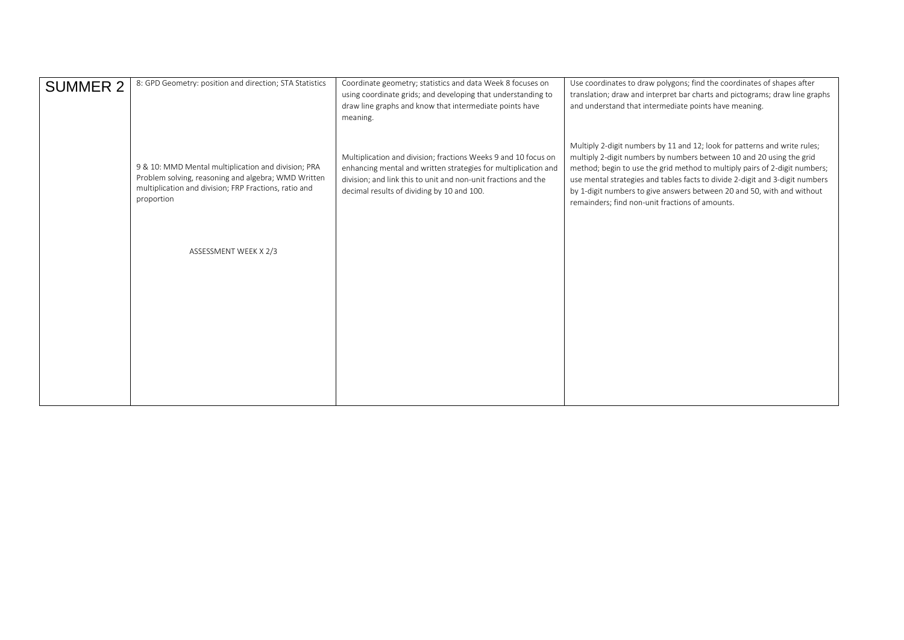| | | | |
|---|---|---|---|
| SUMMER 2 | 8: GPD Geometry: position and direction; STA Statistics | Coordinate geometry; statistics and data Week 8 focuses on using coordinate grids; and developing that understanding to draw line graphs and know that intermediate points have meaning. | Use coordinates to draw polygons; find the coordinates of shapes after translation; draw and interpret bar charts and pictograms; draw line graphs and understand that intermediate points have meaning. |
| | 9 & 10: MMD Mental multiplication and division; PRA Problem solving, reasoning and algebra; WMD Written multiplication and division; FRP Fractions, ratio and proportion | Multiplication and division; fractions Weeks 9 and 10 focus on enhancing mental and written strategies for multiplication and division; and link this to unit and non-unit fractions and the decimal results of dividing by 10 and 100. | Multiply 2-digit numbers by 11 and 12; look for patterns and write rules; multiply 2-digit numbers by numbers between 10 and 20 using the grid method; begin to use the grid method to multiply pairs of 2-digit numbers; use mental strategies and tables facts to divide 2-digit and 3-digit numbers by 1-digit numbers to give answers between 20 and 50, with and without remainders; find non-unit fractions of amounts. |
| | ASSESSMENT WEEK X 2/3 | | |